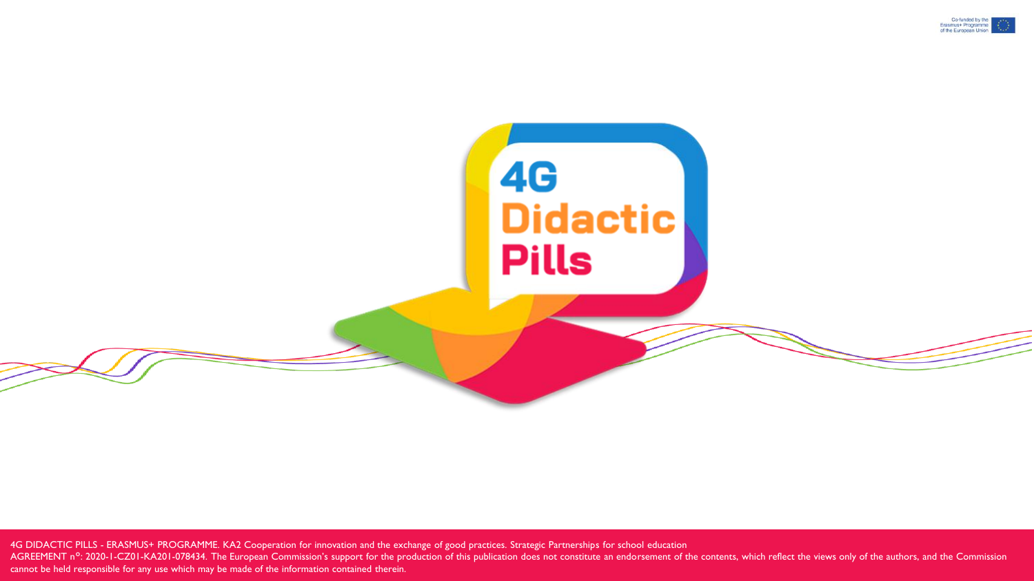Co-funded by the Erasmus+ Programme of the European Union

# 4G Didactic Pills

4G DIDACTIC PILLS - ERASMUS+ PROGRAMME. KA2 Cooperation for innovation and the exchange of good practices. Strategic Partnerships for school education
AGREEMENT nº: 2020-1-CZ01-KA201-078434. The European Commission's support for the production of this publication does not constitute an endorsement of the contents, which reflect the views only of the authors, and the Commission cannot be held responsible for any use which may be made of the information contained therein.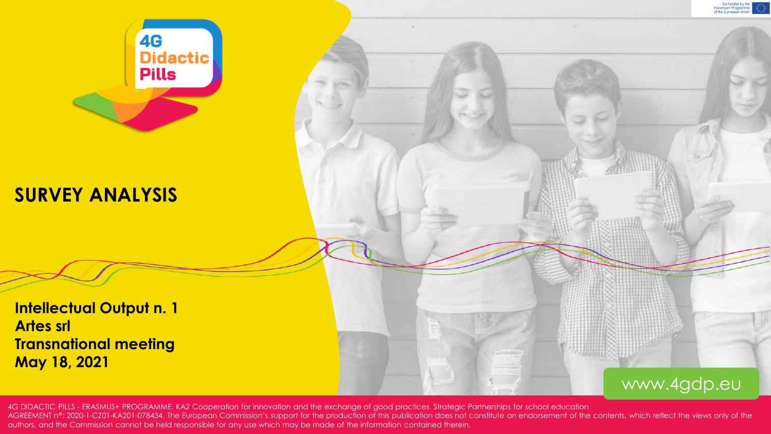4G Didactic Pills

# SURVEY ANALYSIS

**Intellectual Output n. 1**
**Artes srl**
**Transnational meeting**
**May 18, 2021**

www.4gdp.eu

4G DIDACTIC PILLS - ERASMUS+ PROGRAMME. KA2 Cooperation for innovation and the exchange of good practices. Strategic Partnerships for school education
AGREEMENT n°: 2020-1-CZ01-KA201-078434. The European Commission's support for the production of this publication does not constitute an endorsement of the contents, which reflect the views only of the authors, and the Commission cannot be held responsible for any use which may be made of the information contained therein.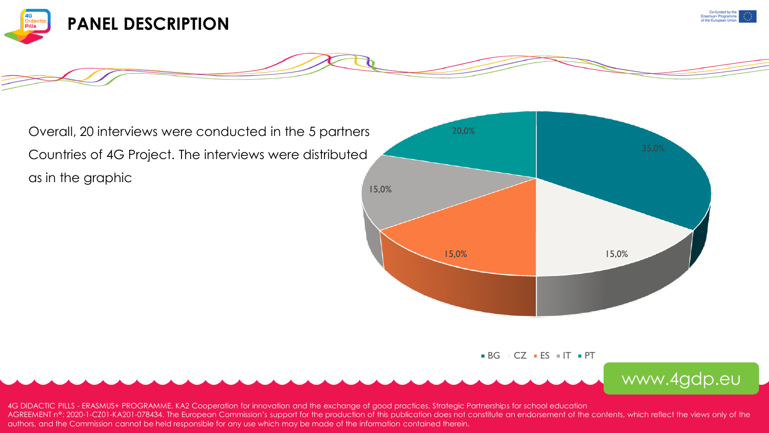# PANEL DESCRIPTION

Overall, 20 interviews were conducted in the 5 partners Countries of 4G Project. The interviews were distributed as in the graphic

| Country | Share |
|---|---|
| BG | 35,0% |
| CZ | 15,0% |
| ES | 15,0% |
| IT | 15,0% |
| PT | 20,0% |

www.4gdp.eu

4G DIDACTIC PILLS - ERASMUS+ PROGRAMME. KA2 Cooperation for innovation and the exchange of good practices. Strategic Partnerships for school education
AGREEMENT nº: 2020-1-CZ01-KA201-078434. The European Commission's support for the production of this publication does not constitute an endorsement of the contents, which reflect the views only of the authors, and the Commission cannot be held responsible for any use which may be made of the information contained therein.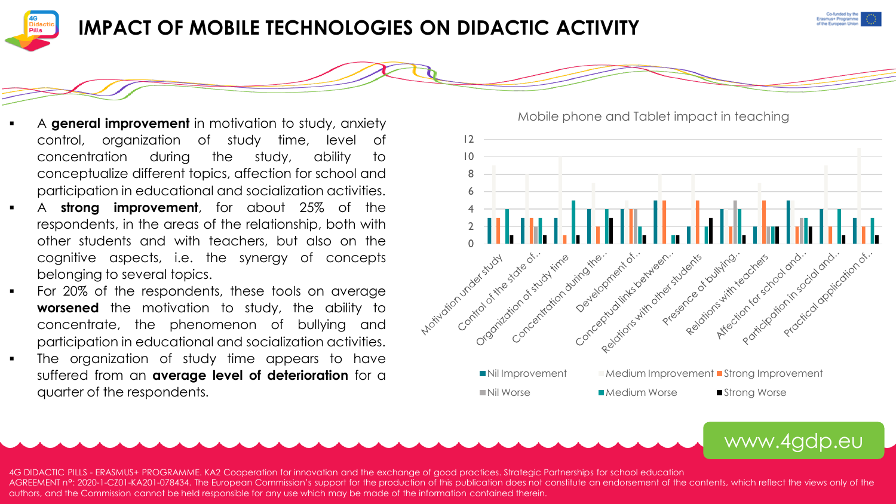# IMPACT OF MOBILE TECHNOLOGIES ON DIDACTIC ACTIVITY

- A **general improvement** in motivation to study, anxiety control, organization of study time, level of concentration during the study, ability to conceptualize different topics, affection for school and participation in educational and socialization activities.
- A **strong improvement**, for about 25% of the respondents, in the areas of the relationship, both with other students and with teachers, but also on the cognitive aspects, i.e. the synergy of concepts belonging to several topics.
- For 20% of the respondents, these tools on average **worsened** the motivation to study, the ability to concentrate, the phenomenon of bullying and participation in educational and socialization activities.
- The organization of study time appears to have suffered from an **average level of deterioration** for a quarter of the respondents.

Mobile phone and Tablet impact in teaching

| Category | Nil Improvement | Medium Improvement | Strong Improvement | Nil Worse | Medium Worse | Strong Worse |
|---|---|---|---|---|---|---|
| Motivation under study | 3 | 9 | 3 | | 4 | 1 |
| Control of the state of.. | 3 | 8 | 3 | 2 | 3 | 1 |
| Organization of study time | 3 | 10 | 1 | | 5 | 1 |
| Concentration during the.. | 4 | 7 | 2 | | 4 | 3 |
| Development of.. | 4 | 5 | 4 | 4 | 2 | 1 |
| Conceptual links between.. | 5 | 8 | 5 | | 1 | 1 |
| Relations with other students | 2 | 8 | 5 | | 2 | 3 |
| Presence of bullying.. | 4 | | 2 | 5 | 4 | 1 |
| Relations with teachers | 2 | 7 | 5 | 2 | 2 | 2 |
| Affection for school and.. | 5 | | 2 | 3 | 3 | 2 |
| Participation in social and.. | 4 | 9 | 2 | | 4 | 1 |
| Practical application of.. | 3 | 11 | 2 | | 3 | 1 |

www.4gdp.eu

4G DIDACTIC PILLS - ERASMUS+ PROGRAMME. KA2 Cooperation for innovation and the exchange of good practices. Strategic Partnerships for school education AGREEMENT nº: 2020-1-CZ01-KA201-078434. The European Commission's support for the production of this publication does not constitute an endorsement of the contents, which reflect the views only of the authors, and the Commission cannot be held responsible for any use which may be made of the information contained therein.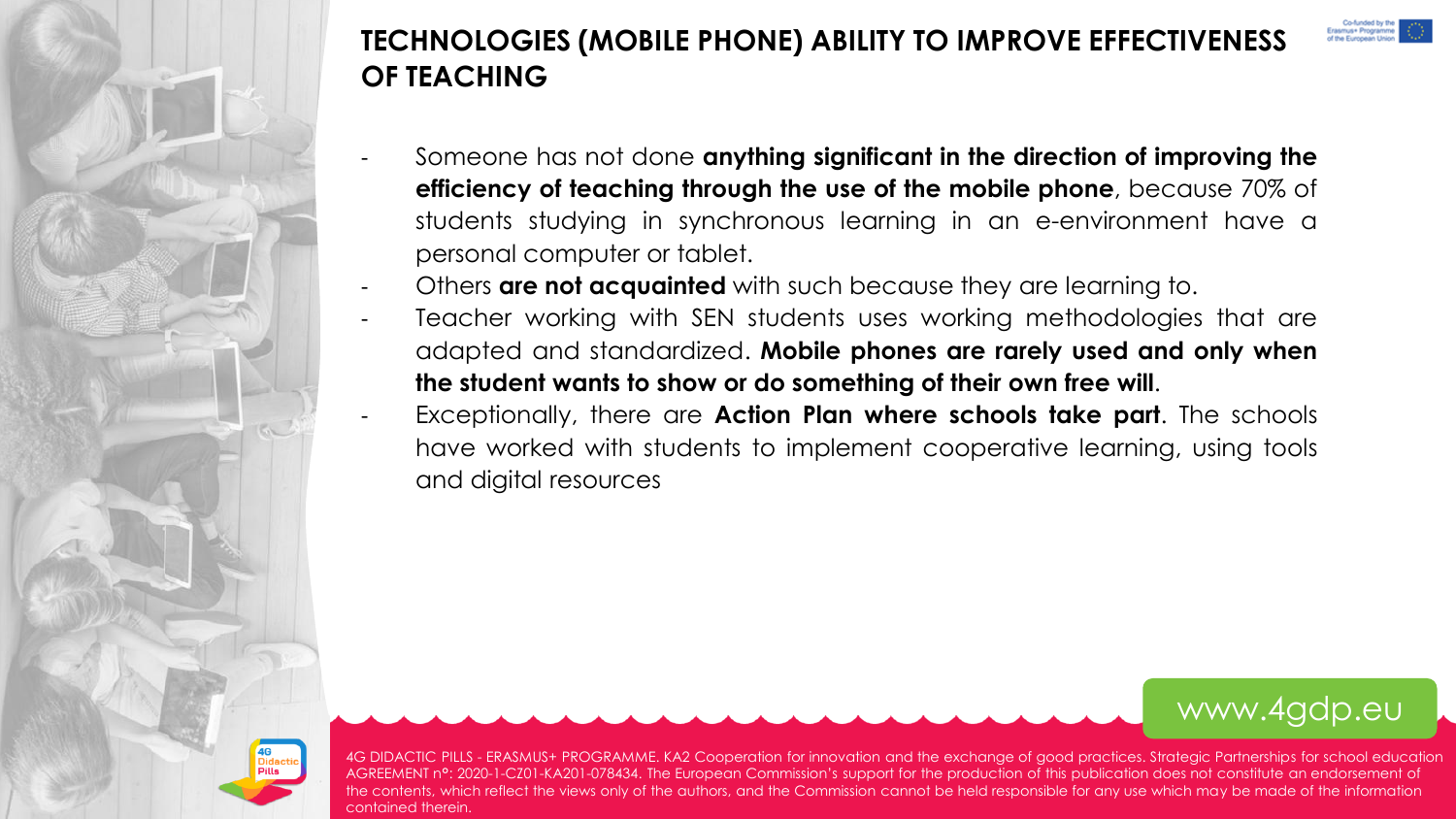# TECHNOLOGIES (MOBILE PHONE) ABILITY TO IMPROVE EFFECTIVENESS OF TEACHING

- Someone has not done **anything significant in the direction of improving the efficiency of teaching through the use of the mobile phone**, because 70% of students studying in synchronous learning in an e-environment have a personal computer or tablet.
- Others **are not acquainted** with such because they are learning to.
- Teacher working with SEN students uses working methodologies that are adapted and standardized. **Mobile phones are rarely used and only when the student wants to show or do something of their own free will**.
- Exceptionally, there are **Action Plan where schools take part**. The schools have worked with students to implement cooperative learning, using tools and digital resources

www.4gdp.eu

4G DIDACTIC PILLS - ERASMUS+ PROGRAMME. KA2 Cooperation for innovation and the exchange of good practices. Strategic Partnerships for school education AGREEMENT nº: 2020-1-CZ01-KA201-078434. The European Commission's support for the production of this publication does not constitute an endorsement of the contents, which reflect the views only of the authors, and the Commission cannot be held responsible for any use which may be made of the information contained therein.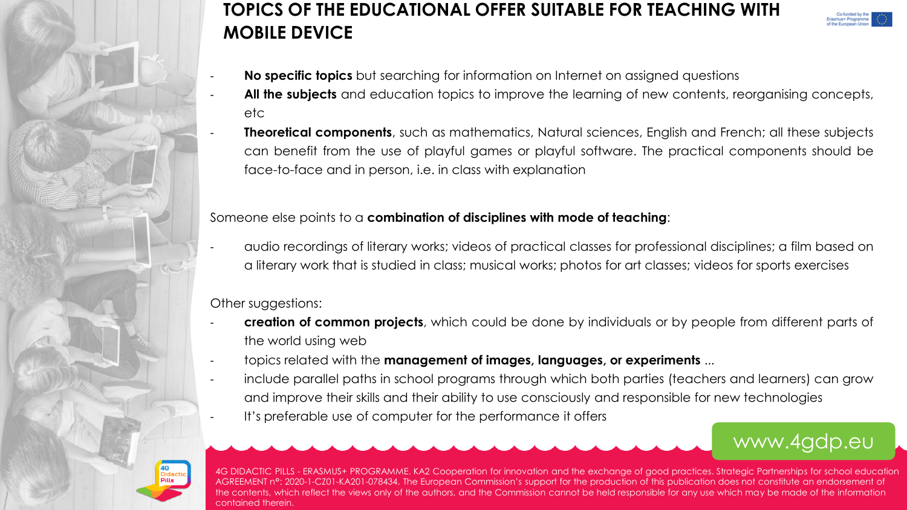# TOPICS OF THE EDUCATIONAL OFFER SUITABLE FOR TEACHING WITH MOBILE DEVICE

- **No specific topics** but searching for information on Internet on assigned questions
- **All the subjects** and education topics to improve the learning of new contents, reorganising concepts, etc
- **Theoretical components**, such as mathematics, Natural sciences, English and French; all these subjects can benefit from the use of playful games or playful software. The practical components should be face-to-face and in person, i.e. in class with explanation

Someone else points to a **combination of disciplines with mode of teaching**:

- audio recordings of literary works; videos of practical classes for professional disciplines; a film based on a literary work that is studied in class; musical works; photos for art classes; videos for sports exercises

Other suggestions:

- **creation of common projects**, which could be done by individuals or by people from different parts of the world using web
- topics related with the **management of images, languages, or experiments** ...
- include parallel paths in school programs through which both parties (teachers and learners) can grow and improve their skills and their ability to use consciously and responsible for new technologies
- It's preferable use of computer for the performance it offers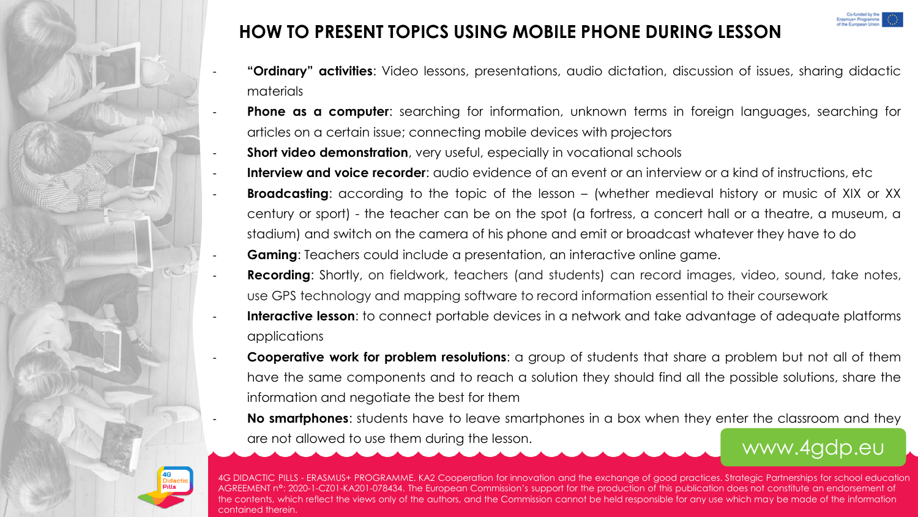# HOW TO PRESENT TOPICS USING MOBILE PHONE DURING LESSON

- **"Ordinary" activities**: Video lessons, presentations, audio dictation, discussion of issues, sharing didactic materials
- **Phone as a computer**: searching for information, unknown terms in foreign languages, searching for articles on a certain issue; connecting mobile devices with projectors
- **Short video demonstration**, very useful, especially in vocational schools
- **Interview and voice recorder**: audio evidence of an event or an interview or a kind of instructions, etc
- **Broadcasting**: according to the topic of the lesson – (whether medieval history or music of XIX or XX century or sport) - the teacher can be on the spot (a fortress, a concert hall or a theatre, a museum, a stadium) and switch on the camera of his phone and emit or broadcast whatever they have to do
- **Gaming**: Teachers could include a presentation, an interactive online game.
- **Recording**: Shortly, on fieldwork, teachers (and students) can record images, video, sound, take notes, use GPS technology and mapping software to record information essential to their coursework
- **Interactive lesson**: to connect portable devices in a network and take advantage of adequate platforms applications
- **Cooperative work for problem resolutions**: a group of students that share a problem but not all of them have the same components and to reach a solution they should find all the possible solutions, share the information and negotiate the best for them
- **No smartphones**: students have to leave smartphones in a box when they enter the classroom and they are not allowed to use them during the lesson.

www.4gdp.eu

4G DIDACTIC PILLS - ERASMUS+ PROGRAMME. KA2 Cooperation for innovation and the exchange of good practices. Strategic Partnerships for school education AGREEMENT nº: 2020-1-CZ01-KA201-078434. The European Commission's support for the production of this publication does not constitute an endorsement of the contents, which reflect the views only of the authors, and the Commission cannot be held responsible for any use which may be made of the information contained therein.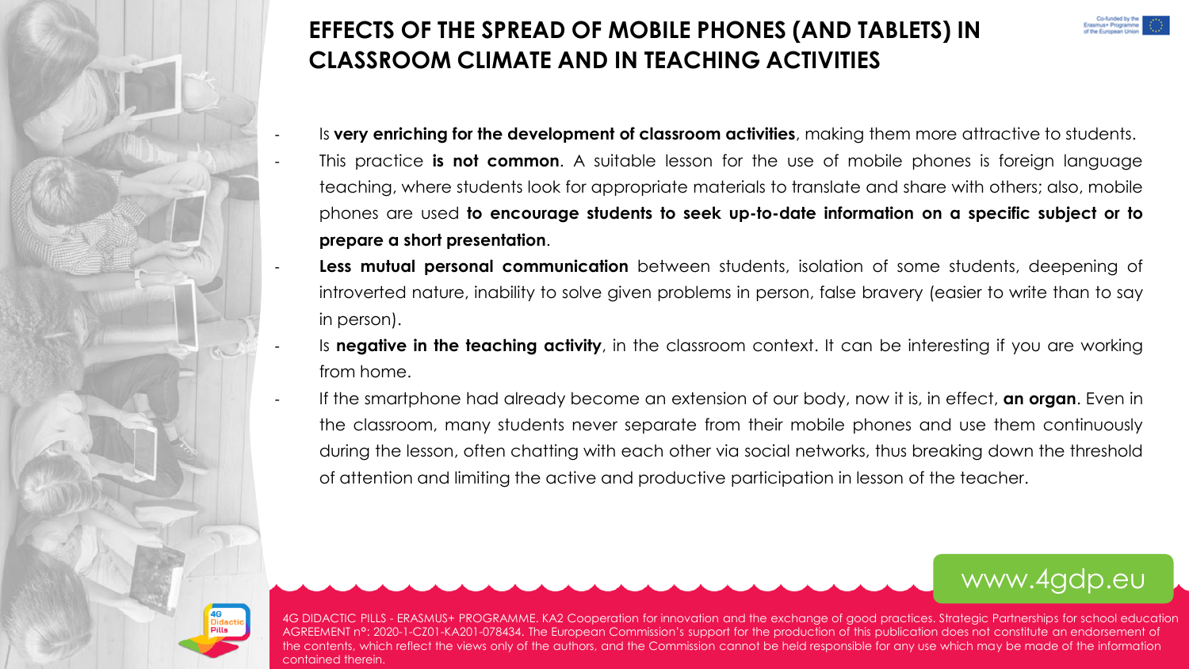# EFFECTS OF THE SPREAD OF MOBILE PHONES (AND TABLETS) IN CLASSROOM CLIMATE AND IN TEACHING ACTIVITIES

- Is **very enriching for the development of classroom activities**, making them more attractive to students.
- This practice **is not common**. A suitable lesson for the use of mobile phones is foreign language teaching, where students look for appropriate materials to translate and share with others; also, mobile phones are used **to encourage students to seek up-to-date information on a specific subject or to prepare a short presentation**.
- **Less mutual personal communication** between students, isolation of some students, deepening of introverted nature, inability to solve given problems in person, false bravery (easier to write than to say in person).
- Is **negative in the teaching activity**, in the classroom context. It can be interesting if you are working from home.
- If the smartphone had already become an extension of our body, now it is, in effect, **an organ**. Even in the classroom, many students never separate from their mobile phones and use them continuously during the lesson, often chatting with each other via social networks, thus breaking down the threshold of attention and limiting the active and productive participation in lesson of the teacher.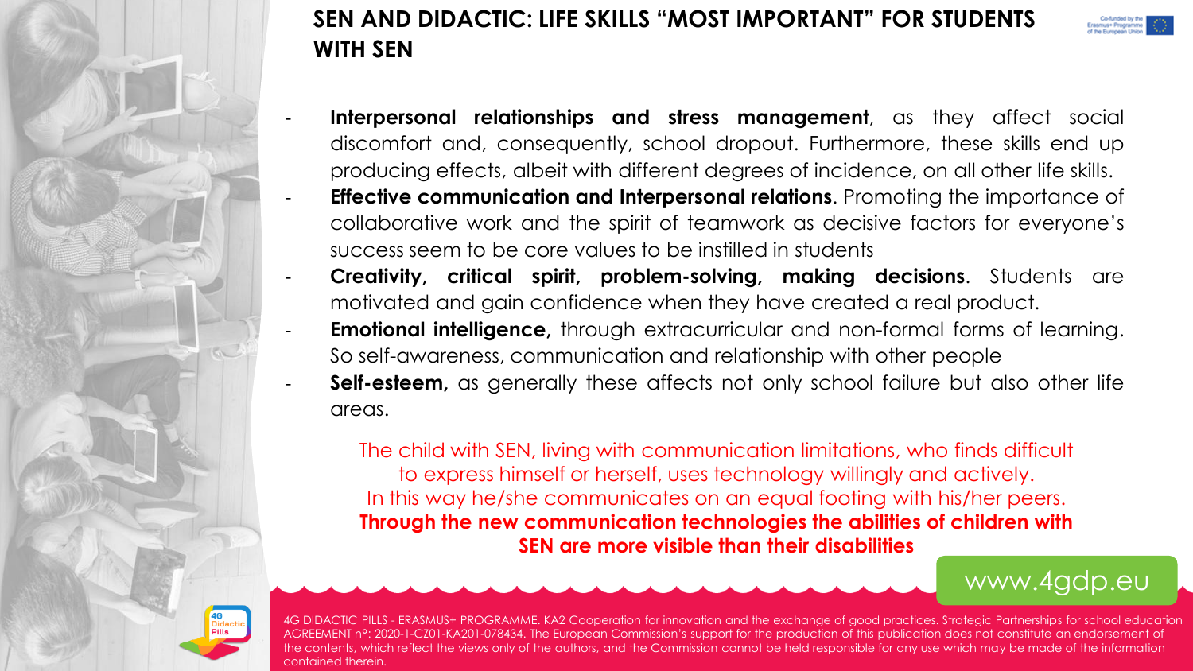# SEN AND DIDACTIC: LIFE SKILLS "MOST IMPORTANT" FOR STUDENTS WITH SEN

- **Interpersonal relationships and stress management**, as they affect social discomfort and, consequently, school dropout. Furthermore, these skills end up producing effects, albeit with different degrees of incidence, on all other life skills.
- **Effective communication and Interpersonal relations**. Promoting the importance of collaborative work and the spirit of teamwork as decisive factors for everyone's success seem to be core values to be instilled in students
- **Creativity, critical spirit, problem-solving, making decisions**. Students are motivated and gain confidence when they have created a real product.
- **Emotional intelligence,** through extracurricular and non-formal forms of learning. So self-awareness, communication and relationship with other people
- **Self-esteem,** as generally these affects not only school failure but also other life areas.

The child with SEN, living with communication limitations, who finds difficult to express himself or herself, uses technology willingly and actively.
In this way he/she communicates on an equal footing with his/her peers.
**Through the new communication technologies the abilities of children with SEN are more visible than their disabilities**

www.4gdp.eu

4G DIDACTIC PILLS - ERASMUS+ PROGRAMME. KA2 Cooperation for innovation and the exchange of good practices. Strategic Partnerships for school education AGREEMENT nº: 2020-1-CZ01-KA201-078434. The European Commission's support for the production of this publication does not constitute an endorsement of the contents, which reflect the views only of the authors, and the Commission cannot be held responsible for any use which may be made of the information contained therein.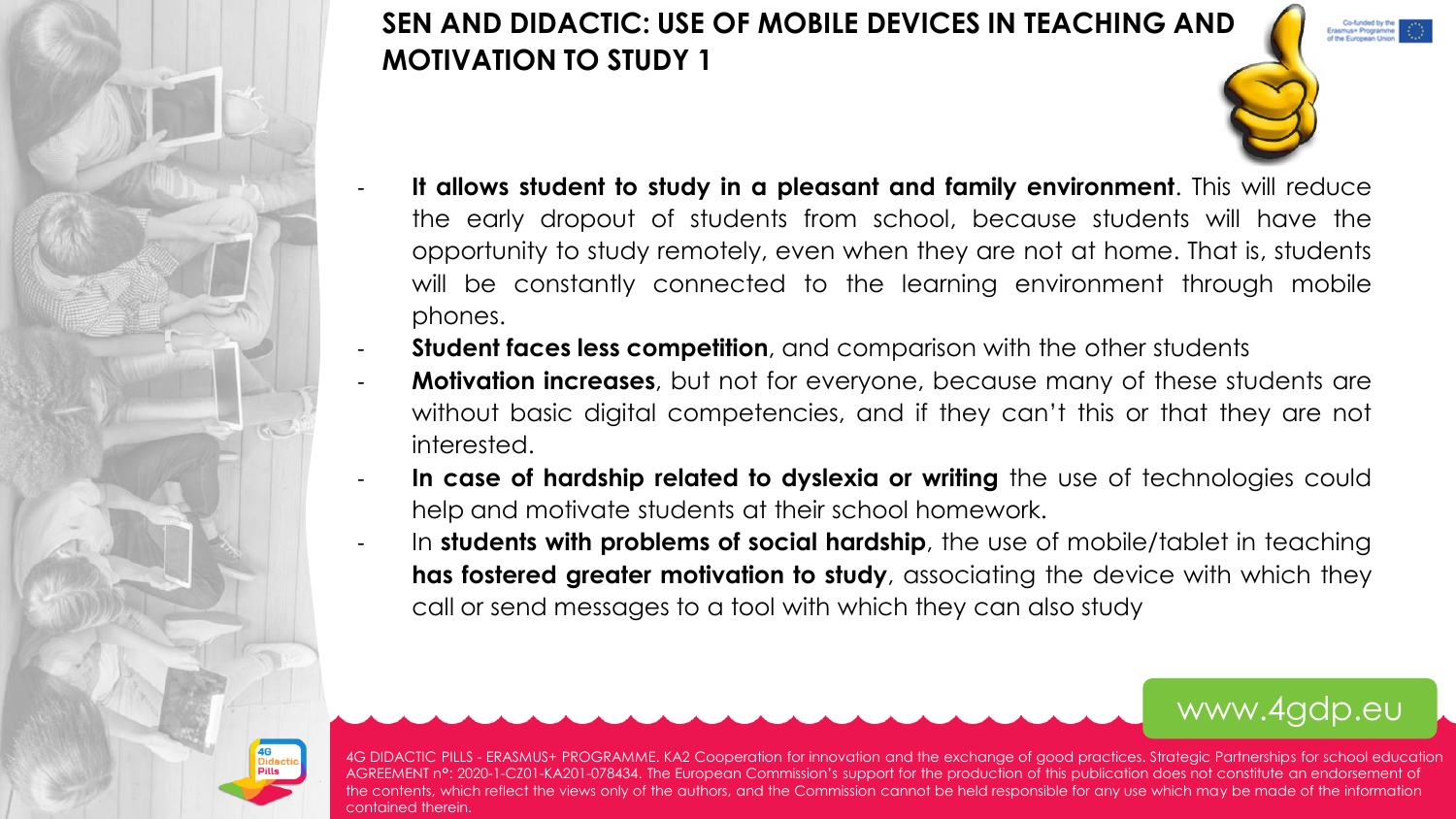# SEN AND DIDACTIC: USE OF MOBILE DEVICES IN TEACHING AND MOTIVATION TO STUDY 1

- **It allows student to study in a pleasant and family environment**. This will reduce the early dropout of students from school, because students will have the opportunity to study remotely, even when they are not at home. That is, students will be constantly connected to the learning environment through mobile phones.
- **Student faces less competition**, and comparison with the other students
- **Motivation increases**, but not for everyone, because many of these students are without basic digital competencies, and if they can't this or that they are not interested.
- **In case of hardship related to dyslexia or writing** the use of technologies could help and motivate students at their school homework.
- In **students with problems of social hardship**, the use of mobile/tablet in teaching **has fostered greater motivation to study**, associating the device with which they call or send messages to a tool with which they can also study

www.4gdp.eu

4G DIDACTIC PILLS - ERASMUS+ PROGRAMME. KA2 Cooperation for innovation and the exchange of good practices. Strategic Partnerships for school education AGREEMENT nº: 2020-1-CZ01-KA201-078434. The European Commission's support for the production of this publication does not constitute an endorsement of the contents, which reflect the views only of the authors, and the Commission cannot be held responsible for any use which may be made of the information contained therein.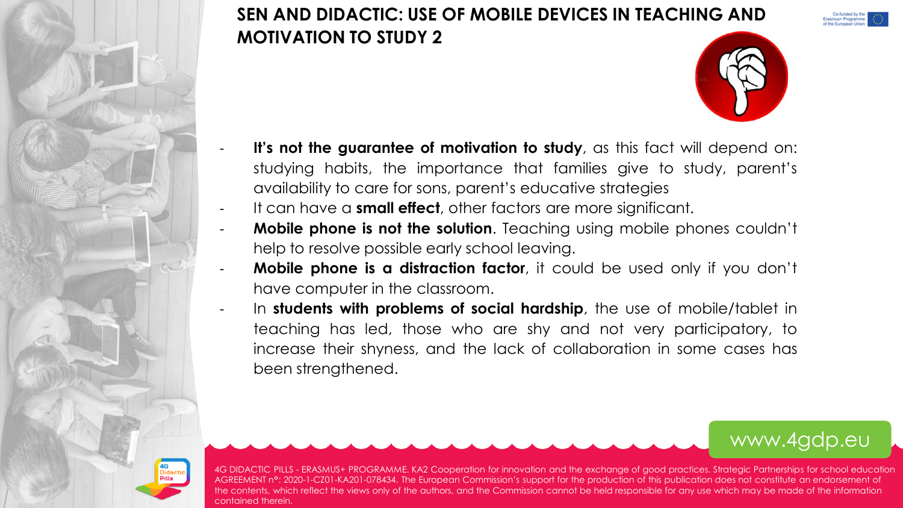# SEN AND DIDACTIC: USE OF MOBILE DEVICES IN TEACHING AND MOTIVATION TO STUDY 2

- **It's not the guarantee of motivation to study**, as this fact will depend on: studying habits, the importance that families give to study, parent's availability to care for sons, parent's educative strategies
- It can have a **small effect**, other factors are more significant.
- **Mobile phone is not the solution**. Teaching using mobile phones couldn't help to resolve possible early school leaving.
- **Mobile phone is a distraction factor**, it could be used only if you don't have computer in the classroom.
- In **students with problems of social hardship**, the use of mobile/tablet in teaching has led, those who are shy and not very participatory, to increase their shyness, and the lack of collaboration in some cases has been strengthened.

www.4gdp.eu

4G DIDACTIC PILLS - ERASMUS+ PROGRAMME. KA2 Cooperation for innovation and the exchange of good practices. Strategic Partnerships for school education AGREEMENT nº: 2020-1-CZ01-KA201-078434. The European Commission's support for the production of this publication does not constitute an endorsement of the contents, which reflect the views only of the authors, and the Commission cannot be held responsible for any use which may be made of the information contained therein.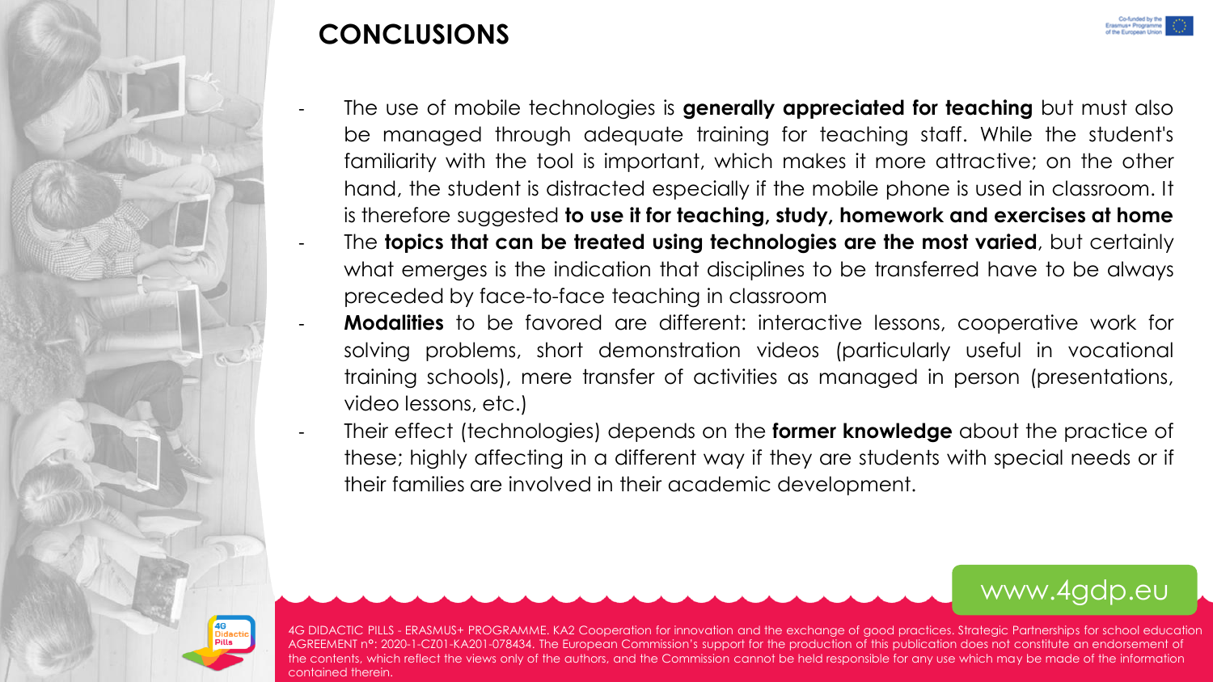# CONCLUSIONS

- The use of mobile technologies is **generally appreciated for teaching** but must also be managed through adequate training for teaching staff. While the student's familiarity with the tool is important, which makes it more attractive; on the other hand, the student is distracted especially if the mobile phone is used in classroom. It is therefore suggested **to use it for teaching, study, homework and exercises at home**
- The **topics that can be treated using technologies are the most varied**, but certainly what emerges is the indication that disciplines to be transferred have to be always preceded by face-to-face teaching in classroom
- **Modalities** to be favored are different: interactive lessons, cooperative work for solving problems, short demonstration videos (particularly useful in vocational training schools), mere transfer of activities as managed in person (presentations, video lessons, etc.)
- Their effect (technologies) depends on the **former knowledge** about the practice of these; highly affecting in a different way if they are students with special needs or if their families are involved in their academic development.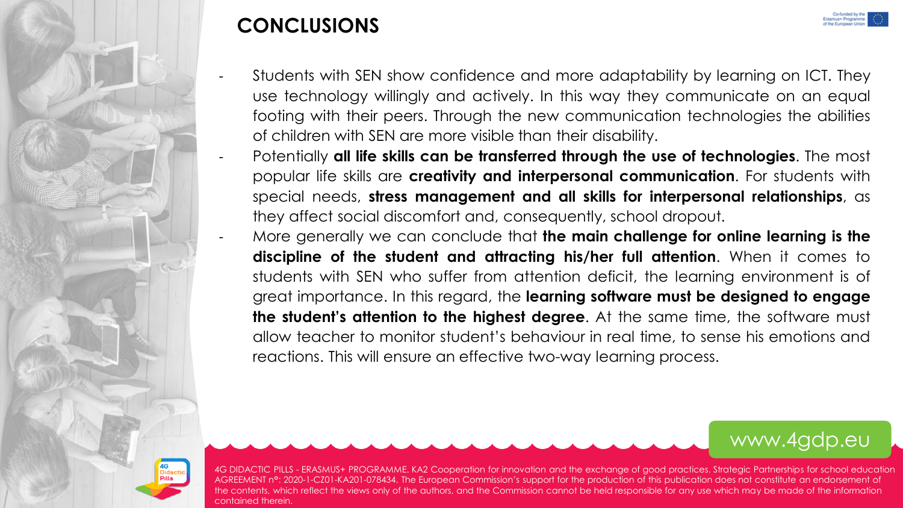# CONCLUSIONS

- Students with SEN show confidence and more adaptability by learning on ICT. They use technology willingly and actively. In this way they communicate on an equal footing with their peers. Through the new communication technologies the abilities of children with SEN are more visible than their disability.
- Potentially **all life skills can be transferred through the use of technologies**. The most popular life skills are **creativity and interpersonal communication**. For students with special needs, **stress management and all skills for interpersonal relationships**, as they affect social discomfort and, consequently, school dropout.
- More generally we can conclude that **the main challenge for online learning is the discipline of the student and attracting his/her full attention**. When it comes to students with SEN who suffer from attention deficit, the learning environment is of great importance. In this regard, the **learning software must be designed to engage the student's attention to the highest degree**. At the same time, the software must allow teacher to monitor student's behaviour in real time, to sense his emotions and reactions. This will ensure an effective two-way learning process.